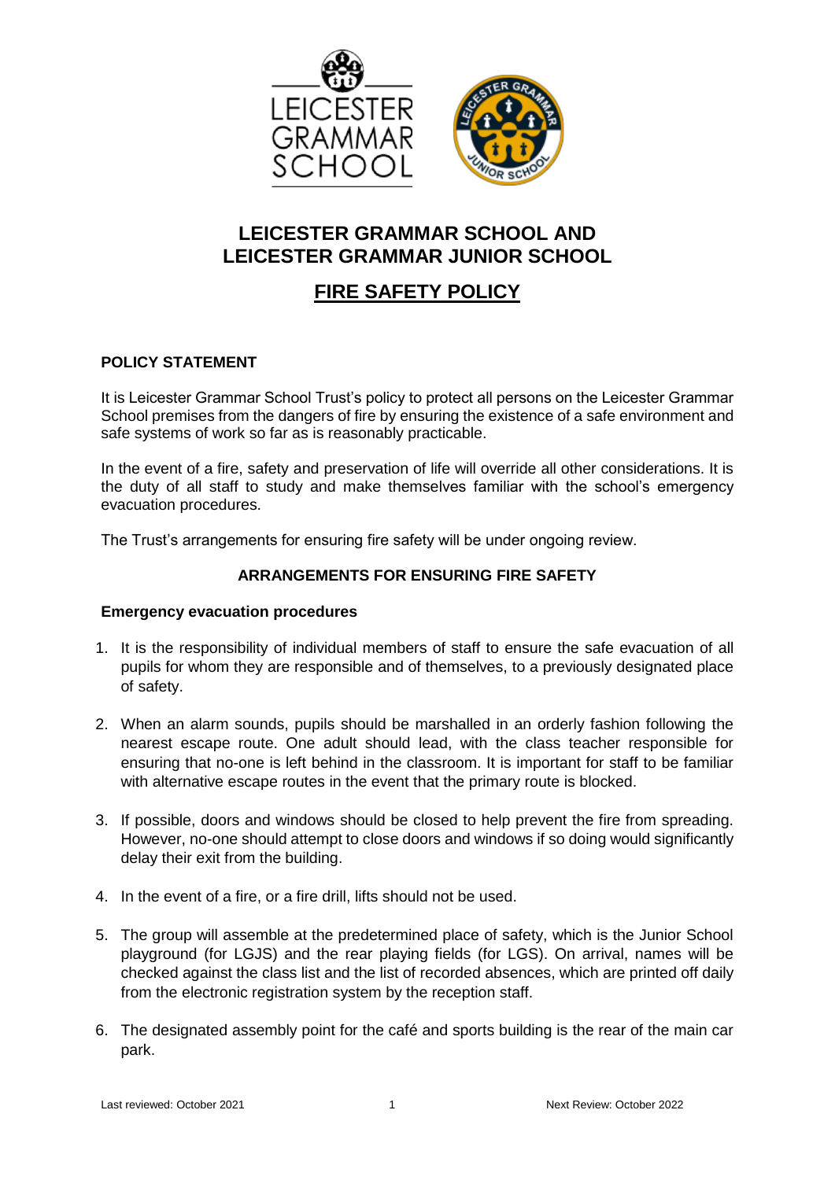# LEICESTER GRAMMAR SCHOOL AND LEICESTER GRAMMAR JUNIOR SCHOOL

## FIRE SAFETY POLICY

### POLICY STATEMENT

It is Leicester Grammar School Trust's policy to protect all persons on the Leicester Grammar School premises from the dangers of fire by ensuring the existence of a safe environment and safe systems of work so far as is reasonably practicable.

In the event of a fire, safety and preservation of life will override all other considerations. It is the duty of all staff to study and make themselves familiar with the school's emergency evacuation procedures.

The Trust's arrangements for ensuring fire safety will be under ongoing review.

### ARRANGEMENTS FOR ENSURING FIRE SAFETY

**Emergency evacuation procedures**

1. It is the responsibility of individual members of staff to ensure the safe evacuation of all pupils for whom they are responsible and of themselves, to a previously designated place of safety.

2. When an alarm sounds, pupils should be marshalled in an orderly fashion following the nearest escape route. One adult should lead, with the class teacher responsible for ensuring that no-one is left behind in the classroom. It is important for staff to be familiar with alternative escape routes in the event that the primary route is blocked.

3. If possible, doors and windows should be closed to help prevent the fire from spreading. However, no-one should attempt to close doors and windows if so doing would significantly delay their exit from the building.

4. In the event of a fire, or a fire drill, lifts should not be used.

5. The group will assemble at the predetermined place of safety, which is the Junior School playground (for LGJS) and the rear playing fields (for LGS). On arrival, names will be checked against the class list and the list of recorded absences, which are printed off daily from the electronic registration system by the reception staff.

6. The designated assembly point for the café and sports building is the rear of the main car park.

Last reviewed: October 2021 Next Review: October 2022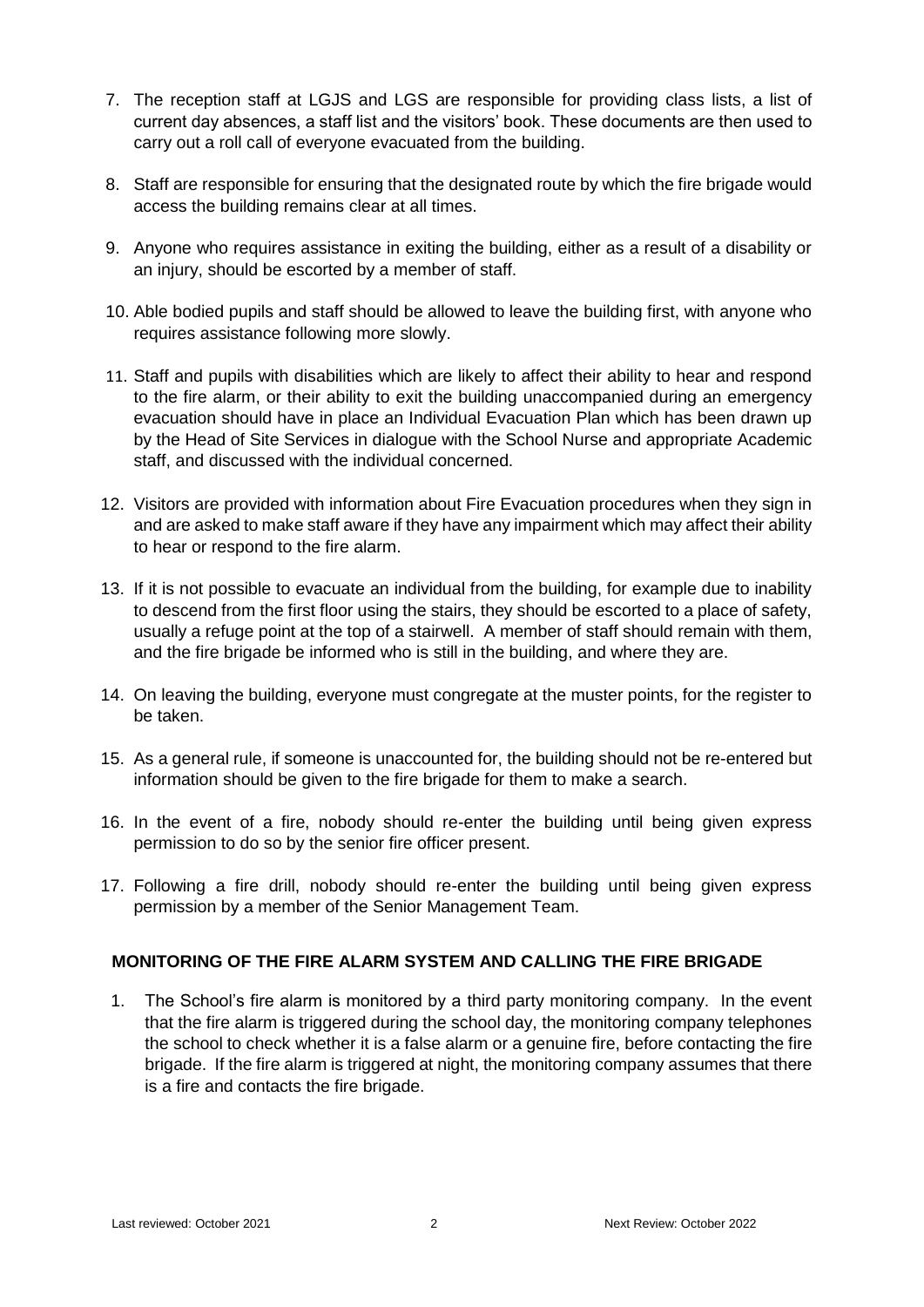7. The reception staff at LGJS and LGS are responsible for providing class lists, a list of current day absences, a staff list and the visitors' book. These documents are then used to carry out a roll call of everyone evacuated from the building.
8. Staff are responsible for ensuring that the designated route by which the fire brigade would access the building remains clear at all times.
9. Anyone who requires assistance in exiting the building, either as a result of a disability or an injury, should be escorted by a member of staff.
10. Able bodied pupils and staff should be allowed to leave the building first, with anyone who requires assistance following more slowly.
11. Staff and pupils with disabilities which are likely to affect their ability to hear and respond to the fire alarm, or their ability to exit the building unaccompanied during an emergency evacuation should have in place an Individual Evacuation Plan which has been drawn up by the Head of Site Services in dialogue with the School Nurse and appropriate Academic staff, and discussed with the individual concerned.
12. Visitors are provided with information about Fire Evacuation procedures when they sign in and are asked to make staff aware if they have any impairment which may affect their ability to hear or respond to the fire alarm.
13. If it is not possible to evacuate an individual from the building, for example due to inability to descend from the first floor using the stairs, they should be escorted to a place of safety, usually a refuge point at the top of a stairwell. A member of staff should remain with them, and the fire brigade be informed who is still in the building, and where they are.
14. On leaving the building, everyone must congregate at the muster points, for the register to be taken.
15. As a general rule, if someone is unaccounted for, the building should not be re-entered but information should be given to the fire brigade for them to make a search.
16. In the event of a fire, nobody should re-enter the building until being given express permission to do so by the senior fire officer present.
17. Following a fire drill, nobody should re-enter the building until being given express permission by a member of the Senior Management Team.

**MONITORING OF THE FIRE ALARM SYSTEM AND CALLING THE FIRE BRIGADE**

1. The School's fire alarm is monitored by a third party monitoring company. In the event that the fire alarm is triggered during the school day, the monitoring company telephones the school to check whether it is a false alarm or a genuine fire, before contacting the fire brigade. If the fire alarm is triggered at night, the monitoring company assumes that there is a fire and contacts the fire brigade.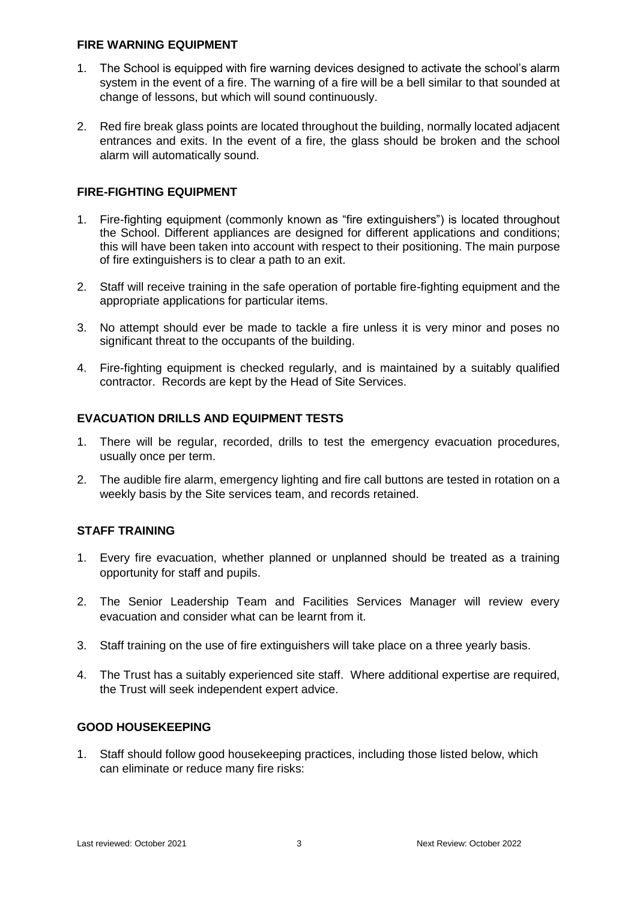## FIRE WARNING EQUIPMENT

1. The School is equipped with fire warning devices designed to activate the school's alarm system in the event of a fire. The warning of a fire will be a bell similar to that sounded at change of lessons, but which will sound continuously.

2. Red fire break glass points are located throughout the building, normally located adjacent entrances and exits. In the event of a fire, the glass should be broken and the school alarm will automatically sound.

## FIRE-FIGHTING EQUIPMENT

1. Fire-fighting equipment (commonly known as "fire extinguishers") is located throughout the School. Different appliances are designed for different applications and conditions; this will have been taken into account with respect to their positioning. The main purpose of fire extinguishers is to clear a path to an exit.

2. Staff will receive training in the safe operation of portable fire-fighting equipment and the appropriate applications for particular items.

3. No attempt should ever be made to tackle a fire unless it is very minor and poses no significant threat to the occupants of the building.

4. Fire-fighting equipment is checked regularly, and is maintained by a suitably qualified contractor. Records are kept by the Head of Site Services.

## EVACUATION DRILLS AND EQUIPMENT TESTS

1. There will be regular, recorded, drills to test the emergency evacuation procedures, usually once per term.

2. The audible fire alarm, emergency lighting and fire call buttons are tested in rotation on a weekly basis by the Site services team, and records retained.

## STAFF TRAINING

1. Every fire evacuation, whether planned or unplanned should be treated as a training opportunity for staff and pupils.

2. The Senior Leadership Team and Facilities Services Manager will review every evacuation and consider what can be learnt from it.

3. Staff training on the use of fire extinguishers will take place on a three yearly basis.

4. The Trust has a suitably experienced site staff. Where additional expertise are required, the Trust will seek independent expert advice.

## GOOD HOUSEKEEPING

1. Staff should follow good housekeeping practices, including those listed below, which can eliminate or reduce many fire risks: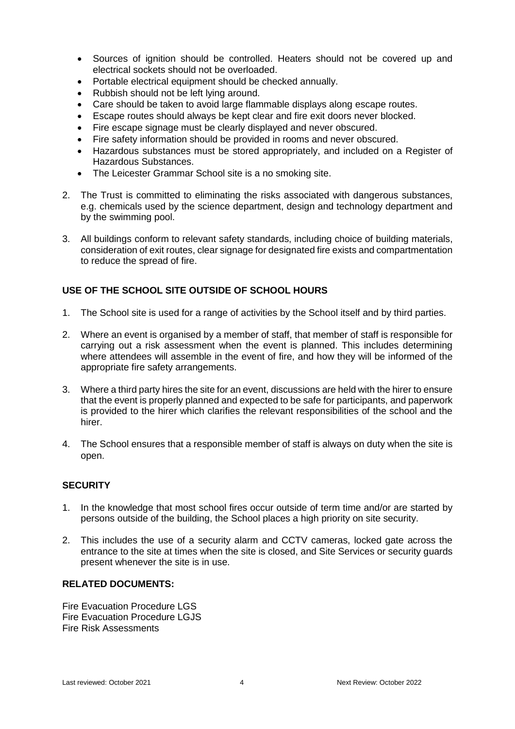- Sources of ignition should be controlled. Heaters should not be covered up and electrical sockets should not be overloaded.
- Portable electrical equipment should be checked annually.
- Rubbish should not be left lying around.
- Care should be taken to avoid large flammable displays along escape routes.
- Escape routes should always be kept clear and fire exit doors never blocked.
- Fire escape signage must be clearly displayed and never obscured.
- Fire safety information should be provided in rooms and never obscured.
- Hazardous substances must be stored appropriately, and included on a Register of Hazardous Substances.
- The Leicester Grammar School site is a no smoking site.

2. The Trust is committed to eliminating the risks associated with dangerous substances, e.g. chemicals used by the science department, design and technology department and by the swimming pool.

3. All buildings conform to relevant safety standards, including choice of building materials, consideration of exit routes, clear signage for designated fire exists and compartmentation to reduce the spread of fire.

**USE OF THE SCHOOL SITE OUTSIDE OF SCHOOL HOURS**

1. The School site is used for a range of activities by the School itself and by third parties.

2. Where an event is organised by a member of staff, that member of staff is responsible for carrying out a risk assessment when the event is planned. This includes determining where attendees will assemble in the event of fire, and how they will be informed of the appropriate fire safety arrangements.

3. Where a third party hires the site for an event, discussions are held with the hirer to ensure that the event is properly planned and expected to be safe for participants, and paperwork is provided to the hirer which clarifies the relevant responsibilities of the school and the hirer.

4. The School ensures that a responsible member of staff is always on duty when the site is open.

**SECURITY**

1. In the knowledge that most school fires occur outside of term time and/or are started by persons outside of the building, the School places a high priority on site security.

2. This includes the use of a security alarm and CCTV cameras, locked gate across the entrance to the site at times when the site is closed, and Site Services or security guards present whenever the site is in use.

**RELATED DOCUMENTS:**

Fire Evacuation Procedure LGS
Fire Evacuation Procedure LGJS
Fire Risk Assessments

Last reviewed: October 2021 Next Review: October 2022